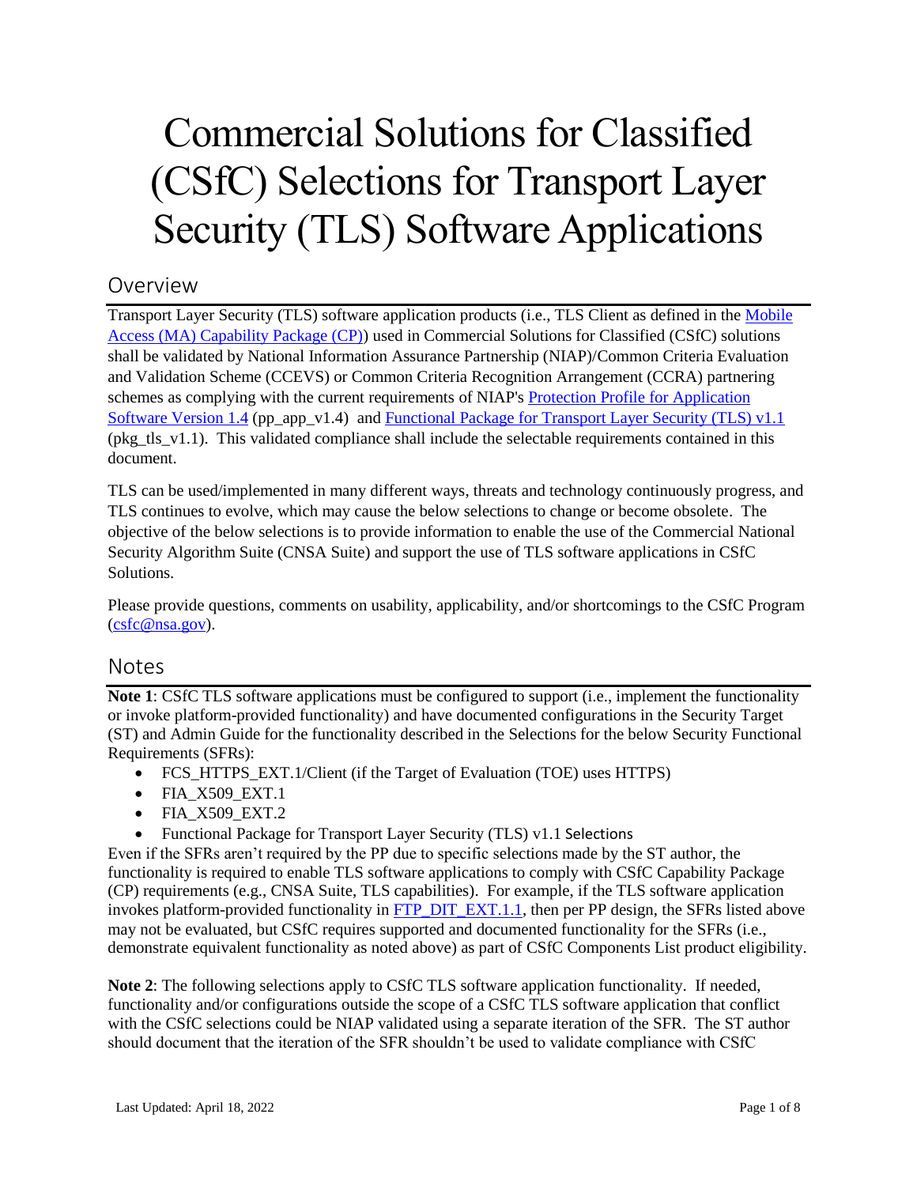# Commercial Solutions for Classified (CSfC) Selections for Transport Layer Security (TLS) Software Applications

## Overview

Transport Layer Security (TLS) software application products (i.e., TLS Client as defined in the Mobile Access (MA) Capability Package (CP)) used in Commercial Solutions for Classified (CSfC) solutions shall be validated by National Information Assurance Partnership (NIAP)/Common Criteria Evaluation and Validation Scheme (CCEVS) or Common Criteria Recognition Arrangement (CCRA) partnering schemes as complying with the current requirements of NIAP's Protection Profile for Application Software Version 1.4 (pp_app_v1.4) and Functional Package for Transport Layer Security (TLS) v1.1 (pkg_tls_v1.1). This validated compliance shall include the selectable requirements contained in this document.

TLS can be used/implemented in many different ways, threats and technology continuously progress, and TLS continues to evolve, which may cause the below selections to change or become obsolete. The objective of the below selections is to provide information to enable the use of the Commercial National Security Algorithm Suite (CNSA Suite) and support the use of TLS software applications in CSfC Solutions.

Please provide questions, comments on usability, applicability, and/or shortcomings to the CSfC Program (csfc@nsa.gov).

## Notes

**Note 1**: CSfC TLS software applications must be configured to support (i.e., implement the functionality or invoke platform-provided functionality) and have documented configurations in the Security Target (ST) and Admin Guide for the functionality described in the Selections for the below Security Functional Requirements (SFRs):

- FCS_HTTPS_EXT.1/Client (if the Target of Evaluation (TOE) uses HTTPS)
- FIA_X509_EXT.1
- FIA_X509_EXT.2
- Functional Package for Transport Layer Security (TLS) v1.1 Selections

Even if the SFRs aren't required by the PP due to specific selections made by the ST author, the functionality is required to enable TLS software applications to comply with CSfC Capability Package (CP) requirements (e.g., CNSA Suite, TLS capabilities). For example, if the TLS software application invokes platform-provided functionality in FTP_DIT_EXT.1.1, then per PP design, the SFRs listed above may not be evaluated, but CSfC requires supported and documented functionality for the SFRs (i.e., demonstrate equivalent functionality as noted above) as part of CSfC Components List product eligibility.

**Note 2**: The following selections apply to CSfC TLS software application functionality. If needed, functionality and/or configurations outside the scope of a CSfC TLS software application that conflict with the CSfC selections could be NIAP validated using a separate iteration of the SFR. The ST author should document that the iteration of the SFR shouldn't be used to validate compliance with CSfC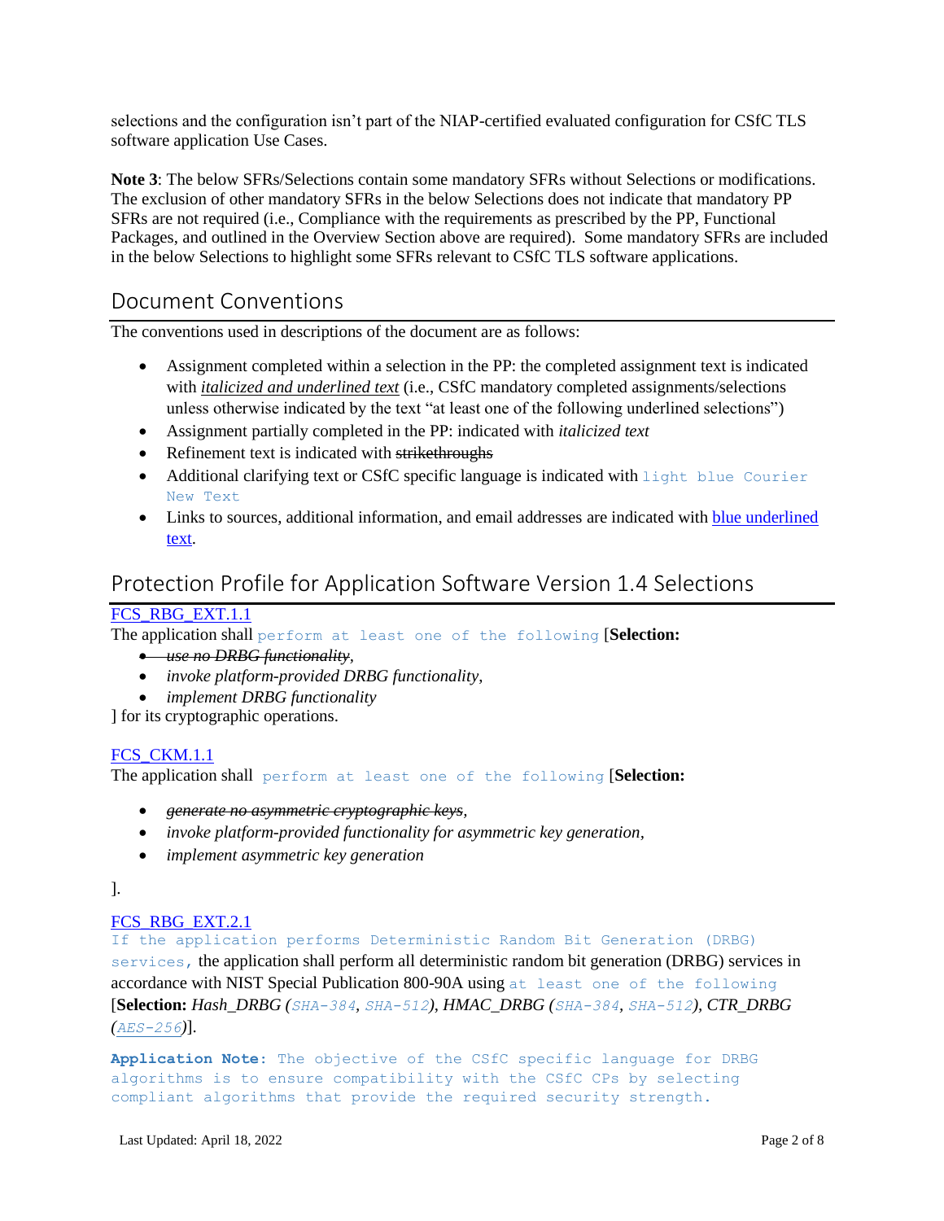selections and the configuration isn't part of the NIAP-certified evaluated configuration for CSfC TLS software application Use Cases.

**Note 3**: The below SFRs/Selections contain some mandatory SFRs without Selections or modifications. The exclusion of other mandatory SFRs in the below Selections does not indicate that mandatory PP SFRs are not required (i.e., Compliance with the requirements as prescribed by the PP, Functional Packages, and outlined in the Overview Section above are required). Some mandatory SFRs are included in the below Selections to highlight some SFRs relevant to CSfC TLS software applications.

## Document Conventions

The conventions used in descriptions of the document are as follows:

- Assignment completed within a selection in the PP: the completed assignment text is indicated with <u>*italicized and underlined text*</u> (i.e., CSfC mandatory completed assignments/selections unless otherwise indicated by the text "at least one of the following underlined selections")
- Assignment partially completed in the PP: indicated with *italicized text*
- Refinement text is indicated with ~~strikethroughs~~
- Additional clarifying text or CSfC specific language is indicated with `light blue Courier New Text`
- Links to sources, additional information, and email addresses are indicated with <u>blue underlined text</u>.

## Protection Profile for Application Software Version 1.4 Selections

<u>FCS_RBG_EXT.1.1</u>
The application shall `perform at least one of the following` [**Selection:**

- ~~*use no DRBG functionality*~~,
- *invoke platform-provided DRBG functionality*,
- *implement DRBG functionality*

] for its cryptographic operations.

<u>FCS_CKM.1.1</u>
The application shall `perform at least one of the following` [**Selection:**

- ~~*generate no asymmetric cryptographic keys*~~,
- *invoke platform-provided functionality for asymmetric key generation*,
- *implement asymmetric key generation*

].

<u>FCS_RBG_EXT.2.1</u>
`If the application performs Deterministic Random Bit Generation (DRBG) services,` the application shall perform all deterministic random bit generation (DRBG) services in accordance with NIST Special Publication 800-90A using `at least one of the following` [**Selection:** *Hash_DRBG (`SHA-384`, `SHA-512`), HMAC_DRBG (`SHA-384`, `SHA-512`), CTR_DRBG (<u>`AES-256`</u>)*].

**`Application Note:`** `The objective of the CSfC specific language for DRBG algorithms is to ensure compatibility with the CSfC CPs by selecting compliant algorithms that provide the required security strength.`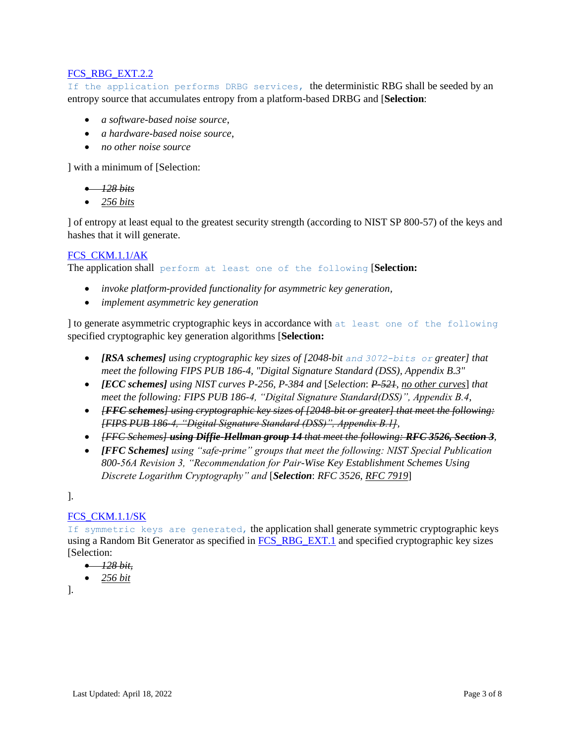FCS_RBG_EXT.2.2

If the application performs DRBG services, the deterministic RBG shall be seeded by an entropy source that accumulates entropy from a platform-based DRBG and [**Selection**:

- *a software-based noise source*,
- *a hardware-based noise source*,
- *no other noise source*

] with a minimum of [Selection:

- ~~*128 bits*~~
- *256 bits*

] of entropy at least equal to the greatest security strength (according to NIST SP 800-57) of the keys and hashes that it will generate.

FCS_CKM.1.1/AK

The application shall perform at least one of the following [**Selection:**

- *invoke platform-provided functionality for asymmetric key generation*,
- *implement asymmetric key generation*

] to generate asymmetric cryptographic keys in accordance with at least one of the following specified cryptographic key generation algorithms [**Selection:**

- ***[RSA schemes]*** *using cryptographic key sizes of [2048-bit and 3072-bits or greater] that meet the following FIPS PUB 186-4, "Digital Signature Standard (DSS), Appendix B.3"*
- ***[ECC schemes]*** *using NIST curves P-256, P-384 and* [Selection: ~~*P-521*~~, *no other curves*] *that meet the following: FIPS PUB 186-4, "Digital Signature Standard(DSS)", Appendix B.4*,
- ~~***[FFC schemes]*** *using cryptographic key sizes of [2048-bit or greater] that meet the following: [FIPS PUB 186-4, "Digital Signature Standard (DSS)", Appendix B.1]*~~,
- ~~*[FFC Schemes]* ***using Diffie-Hellman group 14*** *that meet the following:* ***RFC 3526, Section 3***~~,
- ***[FFC Schemes]*** *using "safe-prime" groups that meet the following: NIST Special Publication 800-56A Revision 3, "Recommendation for Pair-Wise Key Establishment Schemes Using Discrete Logarithm Cryptography" and* [***Selection***: *RFC 3526*, *RFC 7919*]

].

FCS_CKM.1.1/SK

If symmetric keys are generated, the application shall generate symmetric cryptographic keys using a Random Bit Generator as specified in FCS_RBG_EXT.1 and specified cryptographic key sizes [Selection:

- ~~*128 bit*,~~
- *256 bit*

].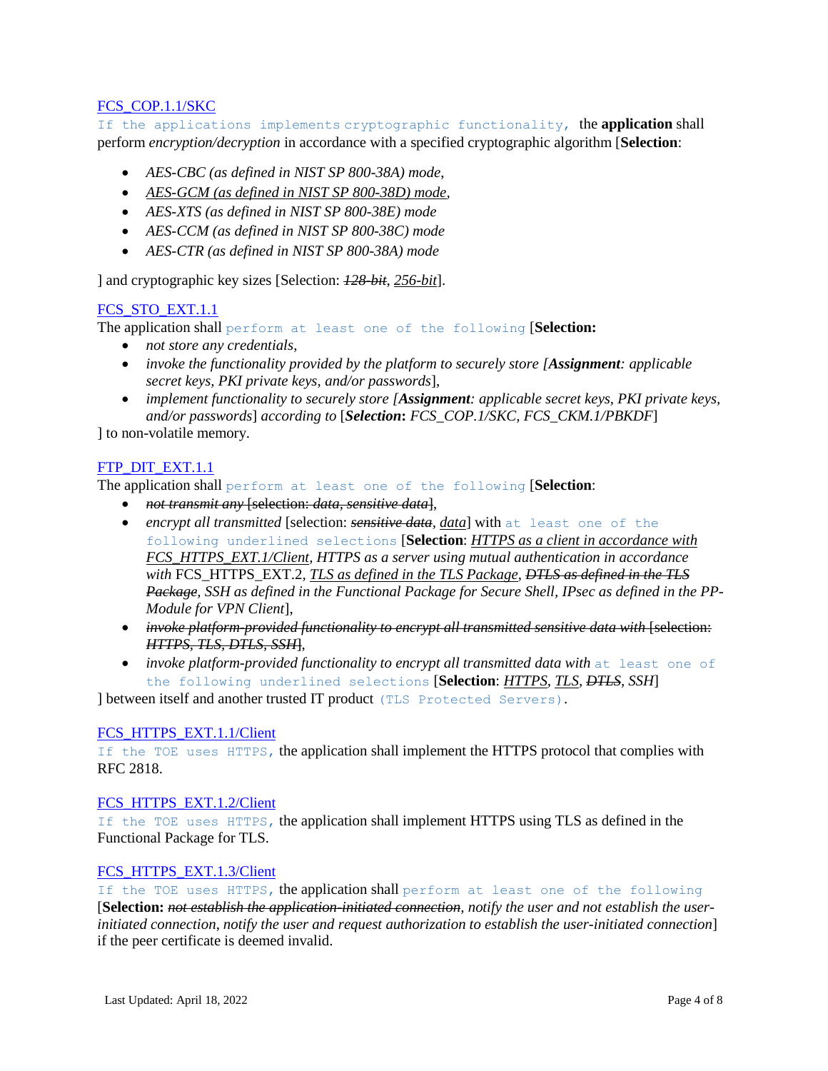FCS_COP.1.1/SKC

If the applications implements cryptographic functionality, the **application** shall perform *encryption/decryption* in accordance with a specified cryptographic algorithm [**Selection**:

- *AES-CBC (as defined in NIST SP 800-38A) mode,*
- <u>*AES-GCM (as defined in NIST SP 800-38D) mode*</u>*,*
- *AES-XTS (as defined in NIST SP 800-38E) mode*
- *AES-CCM (as defined in NIST SP 800-38C) mode*
- *AES-CTR (as defined in NIST SP 800-38A) mode*

] and cryptographic key sizes [Selection: ~~*128-bit*~~, <u>*256-bit*</u>].

FCS_STO_EXT.1.1

The application shall perform at least one of the following [**Selection:**

- *not store any credentials,*
- *invoke the functionality provided by the platform to securely store [**Assignment**: applicable secret keys, PKI private keys, and/or passwords*],
- *implement functionality to securely store [**Assignment**: applicable secret keys, PKI private keys, and/or passwords*] *according to* [***Selection*****:** *FCS_COP.1/SKC, FCS_CKM.1/PBKDF*]

] to non-volatile memory.

FTP_DIT_EXT.1.1

The application shall perform at least one of the following [**Selection**:

- ~~*not transmit any*~~ [selection: ~~*data, sensitive data*~~],
- *encrypt all transmitted* [selection: ~~*sensitive data*~~, <u>*data*</u>] with at least one of the following underlined selections [**Selection**: <u>*HTTPS as a client in accordance with FCS_HTTPS_EXT.1/Client*</u>, *HTTPS as a server using mutual authentication in accordance with* FCS_HTTPS_EXT.2, <u>*TLS as defined in the TLS Package*</u>, ~~*DTLS as defined in the TLS Package*~~, *SSH as defined in the Functional Package for Secure Shell, IPsec as defined in the PP-Module for VPN Client*],
- ~~*invoke platform-provided functionality to encrypt all transmitted sensitive data with*~~ [selection: ~~*HTTPS, TLS, DTLS, SSH*~~],
- *invoke platform-provided functionality to encrypt all transmitted data with* at least one of the following underlined selections [**Selection**: <u>*HTTPS*</u>, <u>*TLS*</u>, ~~*DTLS*~~, *SSH*]

] between itself and another trusted IT product (TLS Protected Servers).

FCS_HTTPS_EXT.1.1/Client

If the TOE uses HTTPS, the application shall implement the HTTPS protocol that complies with RFC 2818.

FCS_HTTPS_EXT.1.2/Client

If the TOE uses HTTPS, the application shall implement HTTPS using TLS as defined in the Functional Package for TLS.

FCS_HTTPS_EXT.1.3/Client

If the TOE uses HTTPS, the application shall perform at least one of the following [**Selection:** ~~*not establish the application-initiated connection*~~, *notify the user and not establish the user-initiated connection*, *notify the user and request authorization to establish the user-initiated connection*] if the peer certificate is deemed invalid.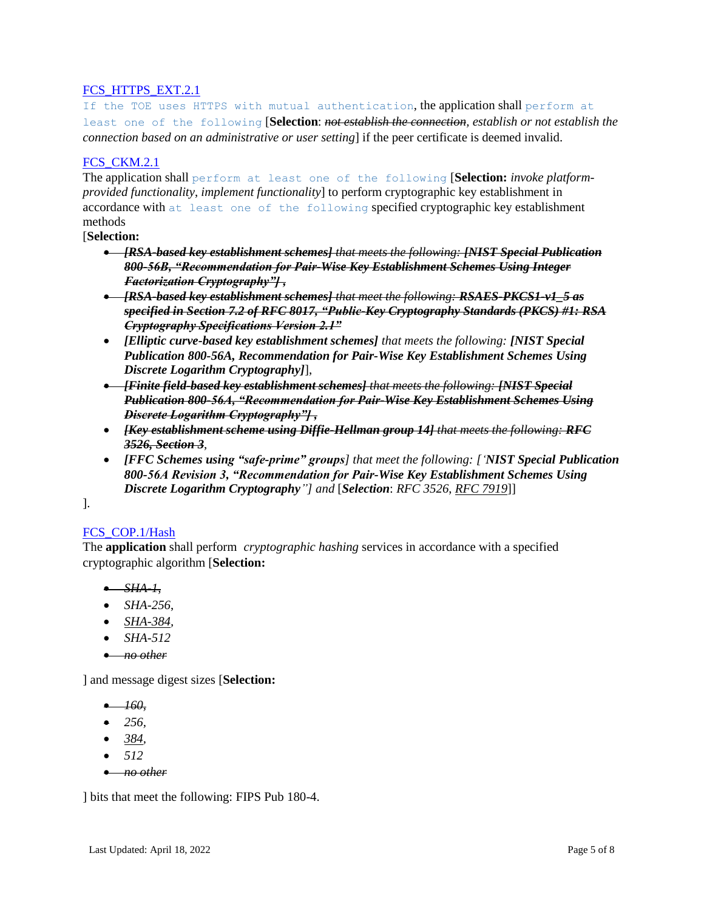FCS_HTTPS_EXT.2.1
If the TOE uses HTTPS with mutual authentication, the application shall perform at least one of the following [**Selection**: ~~*not establish the connection*~~, *establish or not establish the connection based on an administrative or user setting*] if the peer certificate is deemed invalid.

FCS_CKM.2.1
The application shall perform at least one of the following [**Selection:** *invoke platform-provided functionality*, *implement functionality*] to perform cryptographic key establishment in accordance with at least one of the following specified cryptographic key establishment methods
[**Selection:**

- ~~***[RSA-based key establishment schemes]** that meets the following: **[NIST Special Publication 800-56B, "Recommendation for Pair-Wise Key Establishment Schemes Using Integer Factorization Cryptography"]** ,*~~
- ~~***[RSA-based key establishment schemes]** that meet the following: **RSAES-PKCS1-v1_5 as specified in Section 7.2 of RFC 8017, "Public-Key Cryptography Standards (PKCS) #1: RSA Cryptography Specifications Version 2.1"***~~
- ***[Elliptic curve-based key establishment schemes]** that meets the following: **[NIST Special Publication 800-56A, Recommendation for Pair-Wise Key Establishment Schemes Using Discrete Logarithm Cryptography]***],
- ~~***[Finite field-based key establishment schemes]** that meets the following: **[NIST Special Publication 800-56A, "Recommendation for Pair-Wise Key Establishment Schemes Using Discrete Logarithm Cryptography"]** ,*~~
- ~~***[Key establishment scheme using Diffie-Hellman group 14]** that meets the following: **RFC 3526, Section 3***~~,
- ***[FFC Schemes using "safe-prime" groups]** that meet the following: ['**NIST Special Publication 800-56A Revision 3, "Recommendation for Pair-Wise Key Establishment Schemes Using Discrete Logarithm Cryptography**"] and* [**Selection**: *RFC 3526*, *RFC 7919*]]

].

FCS_COP.1/Hash
The **application** shall perform *cryptographic hashing* services in accordance with a specified cryptographic algorithm [**Selection:**

- ~~*SHA-1*~~,
- *SHA-256*,
- *SHA-384*,
- *SHA-512*
- ~~*no other*~~

] and message digest sizes [**Selection:**

- ~~*160*,~~
- *256*,
- *384*,
- *512*
- ~~*no other*~~

] bits that meet the following: FIPS Pub 180-4.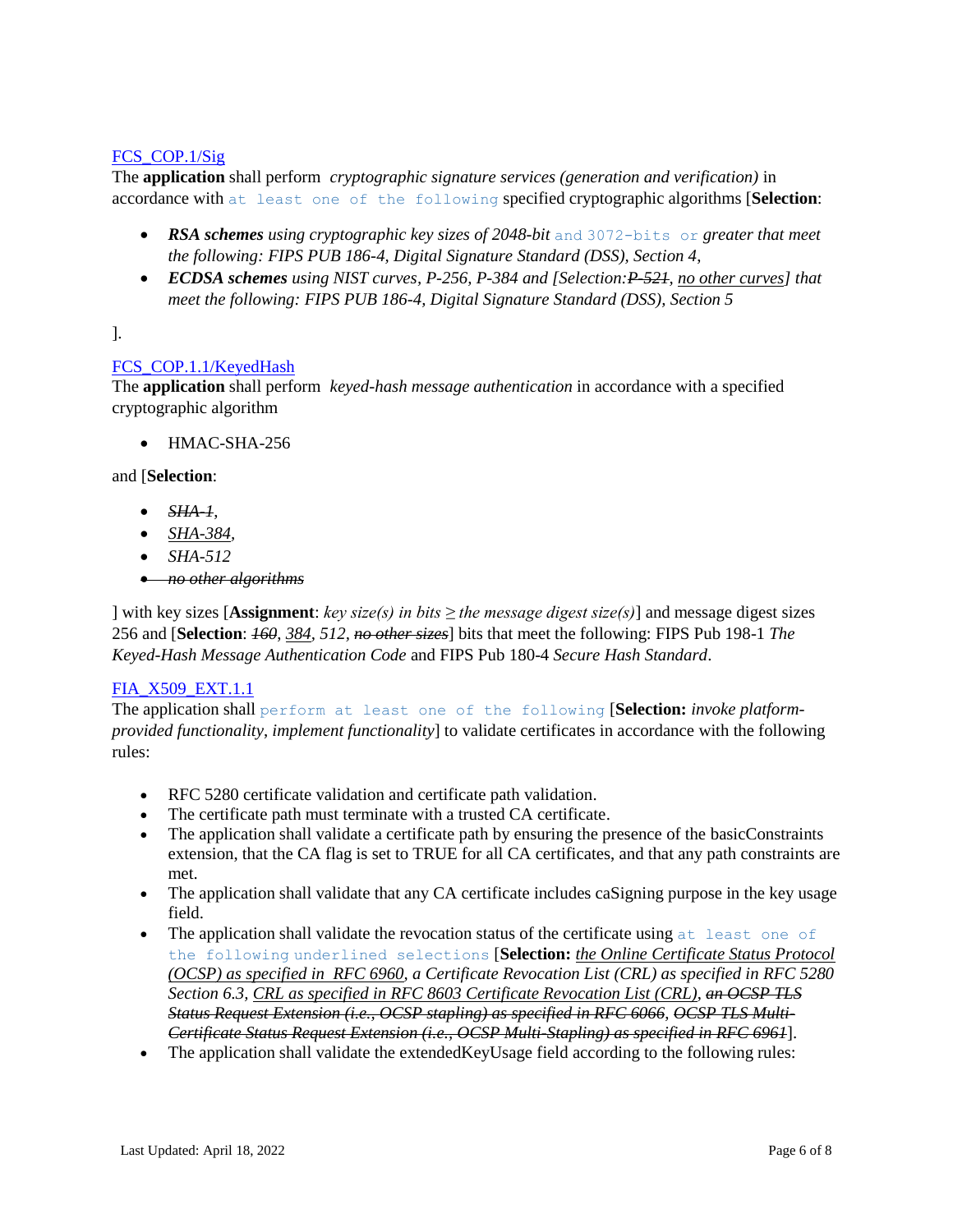FCS_COP.1/Sig

The **application** shall perform *cryptographic signature services (generation and verification)* in accordance with at least one of the following specified cryptographic algorithms [**Selection**:

- ***RSA schemes*** *using cryptographic key sizes of 2048-bit* and 3072-bits or *greater that meet the following: FIPS PUB 186-4, Digital Signature Standard (DSS), Section 4,*
- ***ECDSA schemes*** *using NIST curves, P-256, P-384 and [Selection:~~P-521~~, <u>no other curves</u>] that meet the following: FIPS PUB 186-4, Digital Signature Standard (DSS), Section 5*

].

FCS_COP.1.1/KeyedHash

The **application** shall perform *keyed-hash message authentication* in accordance with a specified cryptographic algorithm

- HMAC-SHA-256

and [**Selection**:

- ~~*SHA-1*~~,
- <u>*SHA-384*</u>,
- *SHA-512*
- ~~*no other algorithms*~~

] with key sizes [**Assignment**: *key size(s) in bits ≥ the message digest size(s)*] and message digest sizes 256 and [**Selection**: ~~*160*~~, <u>*384*</u>, *512*, ~~*no other sizes*~~] bits that meet the following: FIPS Pub 198-1 *The Keyed-Hash Message Authentication Code* and FIPS Pub 180-4 *Secure Hash Standard*.

FIA_X509_EXT.1.1

The application shall perform at least one of the following [**Selection:** *invoke platform-provided functionality, implement functionality*] to validate certificates in accordance with the following rules:

- RFC 5280 certificate validation and certificate path validation.
- The certificate path must terminate with a trusted CA certificate.
- The application shall validate a certificate path by ensuring the presence of the basicConstraints extension, that the CA flag is set to TRUE for all CA certificates, and that any path constraints are met.
- The application shall validate that any CA certificate includes caSigning purpose in the key usage field.
- The application shall validate the revocation status of the certificate using at least one of the following underlined selections [**Selection:** <u>*the Online Certificate Status Protocol (OCSP) as specified in RFC 6960*</u>, *a Certificate Revocation List (CRL) as specified in RFC 5280 Section 6.3*, <u>*CRL as specified in RFC 8603 Certificate Revocation List (CRL)*</u>, ~~*an OCSP TLS Status Request Extension (i.e., OCSP stapling) as specified in RFC 6066*~~, ~~*OCSP TLS Multi-Certificate Status Request Extension (i.e., OCSP Multi-Stapling) as specified in RFC 6961*~~].
- The application shall validate the extendedKeyUsage field according to the following rules: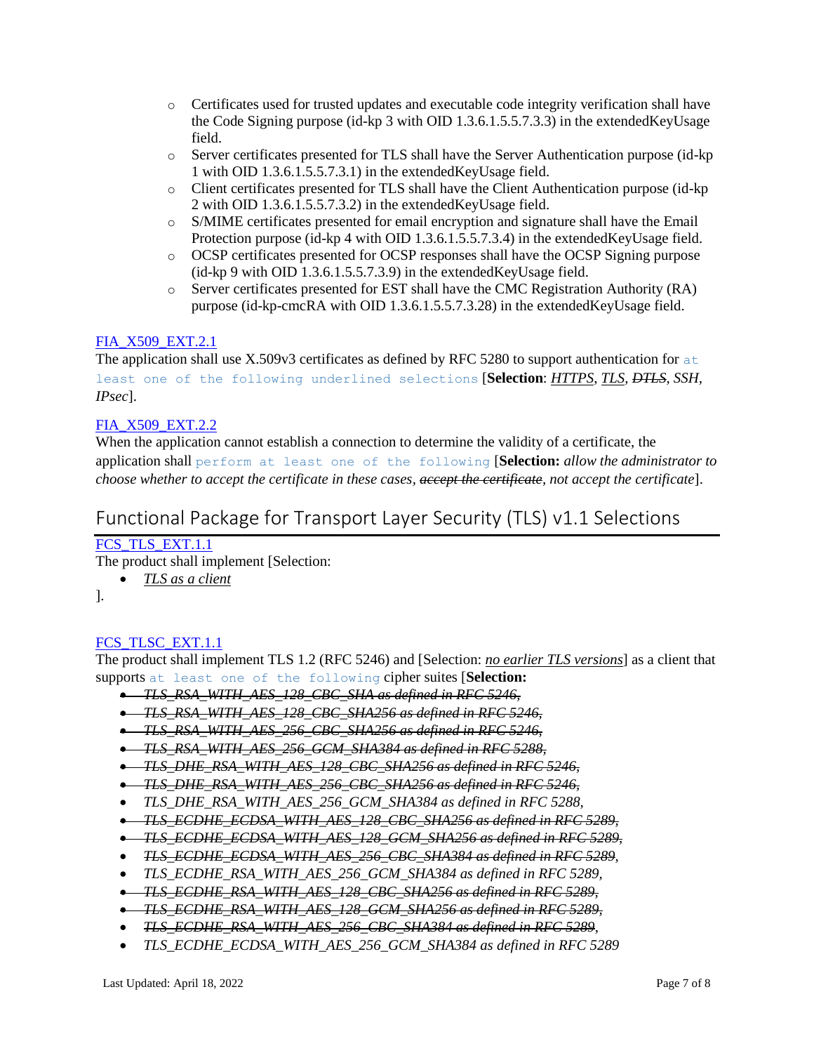- Certificates used for trusted updates and executable code integrity verification shall have the Code Signing purpose (id-kp 3 with OID 1.3.6.1.5.5.7.3.3) in the extendedKeyUsage field.
- Server certificates presented for TLS shall have the Server Authentication purpose (id-kp 1 with OID 1.3.6.1.5.5.7.3.1) in the extendedKeyUsage field.
- Client certificates presented for TLS shall have the Client Authentication purpose (id-kp 2 with OID 1.3.6.1.5.5.7.3.2) in the extendedKeyUsage field.
- S/MIME certificates presented for email encryption and signature shall have the Email Protection purpose (id-kp 4 with OID 1.3.6.1.5.5.7.3.4) in the extendedKeyUsage field.
- OCSP certificates presented for OCSP responses shall have the OCSP Signing purpose (id-kp 9 with OID 1.3.6.1.5.5.7.3.9) in the extendedKeyUsage field.
- Server certificates presented for EST shall have the CMC Registration Authority (RA) purpose (id-kp-cmcRA with OID 1.3.6.1.5.5.7.3.28) in the extendedKeyUsage field.

FIA_X509_EXT.2.1

The application shall use X.509v3 certificates as defined by RFC 5280 to support authentication for at least one of the following underlined selections [**Selection**: *HTTPS*, *TLS*, ~~*DTLS*~~, *SSH*, *IPsec*].

FIA_X509_EXT.2.2

When the application cannot establish a connection to determine the validity of a certificate, the application shall perform at least one of the following [**Selection:** *allow the administrator to choose whether to accept the certificate in these cases*, ~~*accept the certificate*~~, *not accept the certificate*].

## Functional Package for Transport Layer Security (TLS) v1.1 Selections

FCS_TLS_EXT.1.1

The product shall implement [Selection:

- *TLS as a client*

].

FCS_TLSC_EXT.1.1

The product shall implement TLS 1.2 (RFC 5246) and [Selection: *no earlier TLS versions*] as a client that supports at least one of the following cipher suites [**Selection:**

- ~~*TLS_RSA_WITH_AES_128_CBC_SHA as defined in RFC 5246*~~,
- ~~*TLS_RSA_WITH_AES_128_CBC_SHA256 as defined in RFC 5246*~~,
- ~~*TLS_RSA_WITH_AES_256_CBC_SHA256 as defined in RFC 5246*~~,
- ~~*TLS_RSA_WITH_AES_256_GCM_SHA384 as defined in RFC 5288*~~,
- ~~*TLS_DHE_RSA_WITH_AES_128_CBC_SHA256 as defined in RFC 5246*~~,
- ~~*TLS_DHE_RSA_WITH_AES_256_CBC_SHA256 as defined in RFC 5246*~~,
- *TLS_DHE_RSA_WITH_AES_256_GCM_SHA384 as defined in RFC 5288*,
- ~~*TLS_ECDHE_ECDSA_WITH_AES_128_CBC_SHA256 as defined in RFC 5289*~~,
- ~~*TLS_ECDHE_ECDSA_WITH_AES_128_GCM_SHA256 as defined in RFC 5289*~~,
- ~~*TLS_ECDHE_ECDSA_WITH_AES_256_CBC_SHA384 as defined in RFC 5289*~~,
- *TLS_ECDHE_RSA_WITH_AES_256_GCM_SHA384 as defined in RFC 5289*,
- ~~*TLS_ECDHE_RSA_WITH_AES_128_CBC_SHA256 as defined in RFC 5289*~~,
- ~~*TLS_ECDHE_RSA_WITH_AES_128_GCM_SHA256 as defined in RFC 5289*~~,
- ~~*TLS_ECDHE_RSA_WITH_AES_256_CBC_SHA384 as defined in RFC 5289*~~,
- *TLS_ECDHE_ECDSA_WITH_AES_256_GCM_SHA384 as defined in RFC 5289*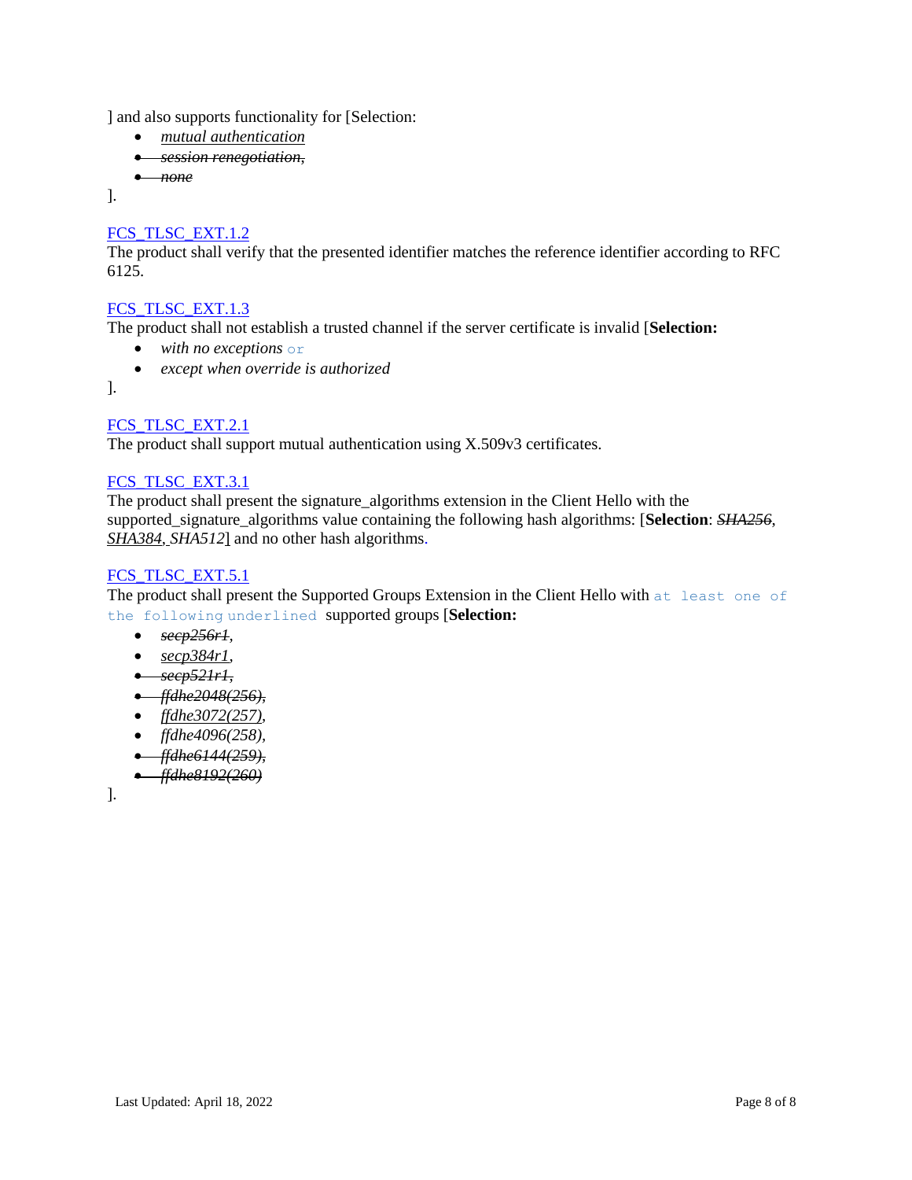] and also supports functionality for [Selection:

- <u>*mutual authentication*</u>
- ~~*session renegotiation,*~~
- ~~*none*~~

].

[FCS_TLSC_EXT.1.2](#)
The product shall verify that the presented identifier matches the reference identifier according to RFC 6125.

[FCS_TLSC_EXT.1.3](#)
The product shall not establish a trusted channel if the server certificate is invalid [**Selection:**

- *with no exceptions* or
- *except when override is authorized*

].

[FCS_TLSC_EXT.2.1](#)
The product shall support mutual authentication using X.509v3 certificates.

[FCS_TLSC_EXT.3.1](#)
The product shall present the signature_algorithms extension in the Client Hello with the supported_signature_algorithms value containing the following hash algorithms: [**Selection**: ~~*SHA256*~~, <u>*SHA384*, *SHA512*</u>] and no other hash algorithms.

[FCS_TLSC_EXT.5.1](#)
The product shall present the Supported Groups Extension in the Client Hello with at least one of the following underlined supported groups [**Selection:**

- ~~*secp256r1*~~,
- <u>*secp384r1*</u>,
- ~~*secp521r1*,~~
- ~~*ffdhe2048(256)*,~~
- <u>*ffdhe3072(257)*</u>,
- *ffdhe4096(258)*,
- ~~*ffdhe6144(259)*,~~
- ~~*ffdhe8192(260)*~~

].